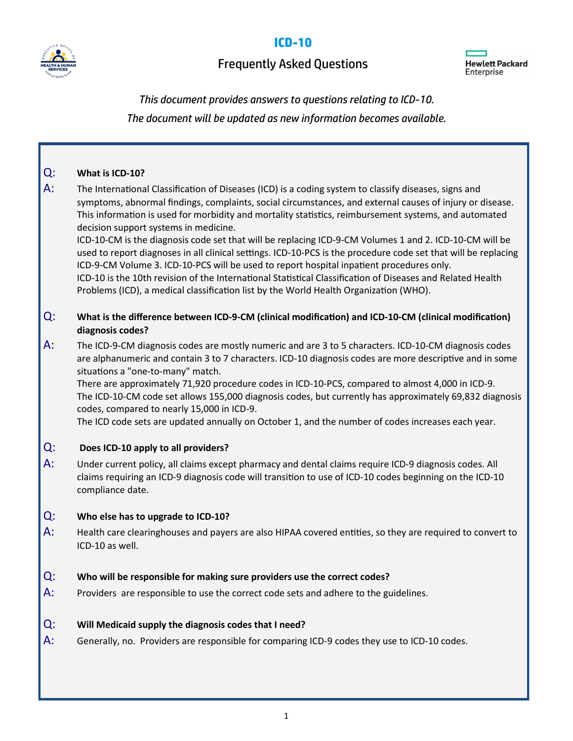# ICD-10

## Frequently Asked Questions

*This document provides answers to questions relating to ICD-10.*
*The document will be updated as new information becomes available.*

**Q: What is ICD-10?**

A: The International Classification of Diseases (ICD) is a coding system to classify diseases, signs and symptoms, abnormal findings, complaints, social circumstances, and external causes of injury or disease. This information is used for morbidity and mortality statistics, reimbursement systems, and automated decision support systems in medicine.

ICD-10-CM is the diagnosis code set that will be replacing ICD-9-CM Volumes 1 and 2. ICD-10-CM will be used to report diagnoses in all clinical settings. ICD-10-PCS is the procedure code set that will be replacing ICD-9-CM Volume 3. ICD-10-PCS will be used to report hospital inpatient procedures only.

ICD-10 is the 10th revision of the International Statistical Classification of Diseases and Related Health Problems (ICD), a medical classification list by the World Health Organization (WHO).

**Q: What is the difference between ICD-9-CM (clinical modification) and ICD-10-CM (clinical modification) diagnosis codes?**

A: The ICD-9-CM diagnosis codes are mostly numeric and are 3 to 5 characters. ICD-10-CM diagnosis codes are alphanumeric and contain 3 to 7 characters. ICD-10 diagnosis codes are more descriptive and in some situations a "one-to-many" match.

There are approximately 71,920 procedure codes in ICD-10-PCS, compared to almost 4,000 in ICD-9.

The ICD-10-CM code set allows 155,000 diagnosis codes, but currently has approximately 69,832 diagnosis codes, compared to nearly 15,000 in ICD-9.

The ICD code sets are updated annually on October 1, and the number of codes increases each year.

**Q: Does ICD-10 apply to all providers?**

A: Under current policy, all claims except pharmacy and dental claims require ICD-9 diagnosis codes. All claims requiring an ICD-9 diagnosis code will transition to use of ICD-10 codes beginning on the ICD-10 compliance date.

**Q: Who else has to upgrade to ICD-10?**

A: Health care clearinghouses and payers are also HIPAA covered entities, so they are required to convert to ICD-10 as well.

**Q: Who will be responsible for making sure providers use the correct codes?**

A: Providers are responsible to use the correct code sets and adhere to the guidelines.

**Q: Will Medicaid supply the diagnosis codes that I need?**

A: Generally, no. Providers are responsible for comparing ICD-9 codes they use to ICD-10 codes.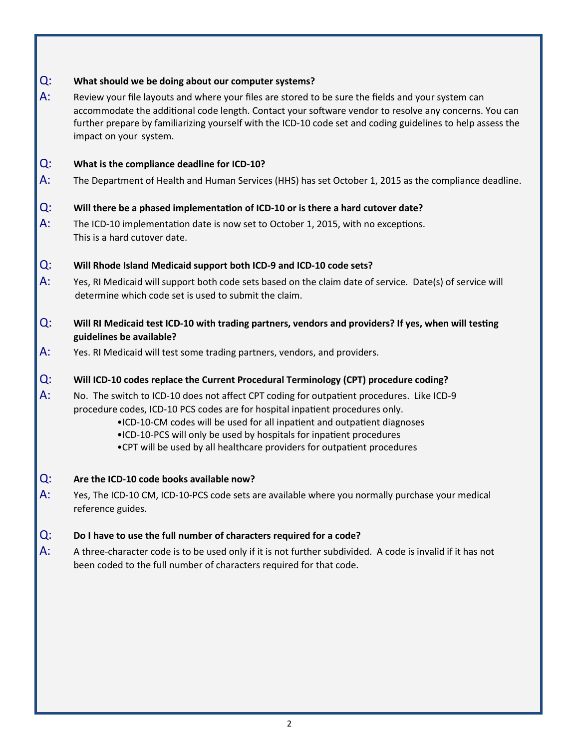**Q: What should we be doing about our computer systems?**

A: Review your file layouts and where your files are stored to be sure the fields and your system can accommodate the additional code length. Contact your software vendor to resolve any concerns. You can further prepare by familiarizing yourself with the ICD-10 code set and coding guidelines to help assess the impact on your system.

**Q: What is the compliance deadline for ICD-10?**

A: The Department of Health and Human Services (HHS) has set October 1, 2015 as the compliance deadline.

**Q: Will there be a phased implementation of ICD-10 or is there a hard cutover date?**

A: The ICD-10 implementation date is now set to October 1, 2015, with no exceptions. This is a hard cutover date.

**Q: Will Rhode Island Medicaid support both ICD-9 and ICD-10 code sets?**

A: Yes, RI Medicaid will support both code sets based on the claim date of service. Date(s) of service will determine which code set is used to submit the claim.

**Q: Will RI Medicaid test ICD-10 with trading partners, vendors and providers? If yes, when will testing guidelines be available?**

A: Yes. RI Medicaid will test some trading partners, vendors, and providers.

**Q: Will ICD-10 codes replace the Current Procedural Terminology (CPT) procedure coding?**

A: No. The switch to ICD-10 does not affect CPT coding for outpatient procedures. Like ICD-9 procedure codes, ICD-10 PCS codes are for hospital inpatient procedures only.

- ICD-10-CM codes will be used for all inpatient and outpatient diagnoses
- ICD-10-PCS will only be used by hospitals for inpatient procedures
- CPT will be used by all healthcare providers for outpatient procedures

**Q: Are the ICD-10 code books available now?**

A: Yes, The ICD-10 CM, ICD-10-PCS code sets are available where you normally purchase your medical reference guides.

**Q: Do I have to use the full number of characters required for a code?**

A: A three-character code is to be used only if it is not further subdivided. A code is invalid if it has not been coded to the full number of characters required for that code.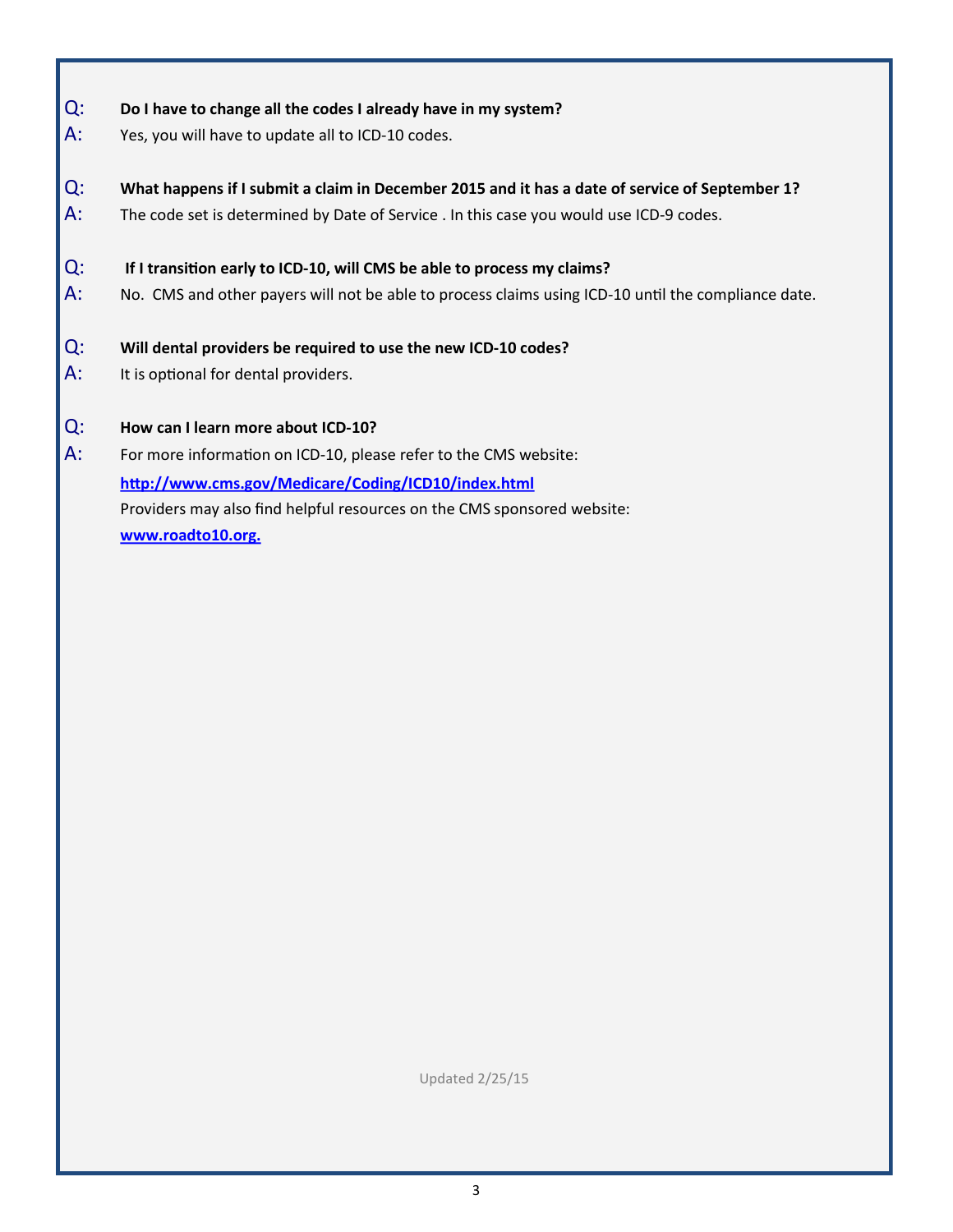Q: **Do I have to change all the codes I already have in my system?**

A: Yes, you will have to update all to ICD-10 codes.

Q: **What happens if I submit a claim in December 2015 and it has a date of service of September 1?**

A: The code set is determined by Date of Service . In this case you would use ICD-9 codes.

Q: **If I transition early to ICD-10, will CMS be able to process my claims?**

A: No. CMS and other payers will not be able to process claims using ICD-10 until the compliance date.

Q: **Will dental providers be required to use the new ICD-10 codes?**

A: It is optional for dental providers.

Q: **How can I learn more about ICD-10?**

A: For more information on ICD-10, please refer to the CMS website:

**http://www.cms.gov/Medicare/Coding/ICD10/index.html**

Providers may also find helpful resources on the CMS sponsored website:

**www.roadto10.org.**

Updated 2/25/15